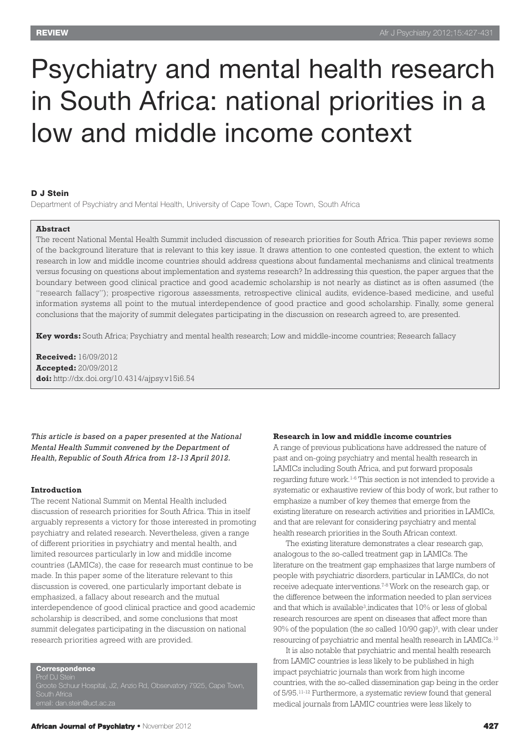REVIEW

# Psychiatry and mental health research in South Africa: national priorities in a low and middle income context

**D J Stein**

Department of Psychiatry and Mental Health, University of Cape Town, Cape Town, South Africa

**Abstract**

The recent National Mental Health Summit included discussion of research priorities for South Africa. This paper reviews some of the background literature that is relevant to this key issue. It draws attention to one contested question, the extent to which research in low and middle income countries should address questions about fundamental mechanisms and clinical treatments versus focusing on questions about implementation and systems research? In addressing this question, the paper argues that the boundary between good clinical practice and good academic scholarship is not nearly as distinct as is often assumed (the "research fallacy"); prospective rigorous assessments, retrospective clinical audits, evidence-based medicine, and useful information systems all point to the mutual interdependence of good practice and good scholarship. Finally, some general conclusions that the majority of summit delegates participating in the discussion on research agreed to, are presented.

**Key words:** South Africa; Psychiatry and mental health research; Low and middle-income countries; Research fallacy

**Received:** 16/09/2012
**Accepted:** 20/09/2012
**doi:** http://dx.doi.org/10.4314/ajpsy.v15i6.54

*This article is based on a paper presented at the National Mental Health Summit convened by the Department of Health, Republic of South Africa from 12-13 April 2012.*

## Introduction

The recent National Summit on Mental Health included discussion of research priorities for South Africa. This in itself arguably represents a victory for those interested in promoting psychiatry and related research. Nevertheless, given a range of different priorities in psychiatry and mental health, and limited resources particularly in low and middle income countries (LAMICs), the case for research must continue to be made. In this paper some of the literature relevant to this discussion is covered, one particularly important debate is emphasized, a fallacy about research and the mutual interdependence of good clinical practice and good academic scholarship is described, and some conclusions that most summit delegates participating in the discussion on national research priorities agreed with are provided.

**Correspondence**
Prof DJ Stein
Groote Schuur Hospital, J2, Anzio Rd, Observatory 7925, Cape Town, South Africa
email: dan.stein@uct.ac.za

## Research in low and middle income countries

A range of previous publications have addressed the nature of past and on-going psychiatry and mental health research in LAMICs including South Africa, and put forward proposals regarding future work.[1-6] This section is not intended to provide a systematic or exhaustive review of this body of work, but rather to emphasize a number of key themes that emerge from the existing literature on research activities and priorities in LAMICs, and that are relevant for considering psychiatry and mental health research priorities in the South African context.

The existing literature demonstrates a clear research gap, analogous to the so-called treatment gap in LAMICs. The literature on the treatment gap emphasizes that large numbers of people with psychiatric disorders, particular in LAMICs, do not receive adequate interventions.[7-8] Work on the research gap, or the difference between the information needed to plan services and that which is available[3],indicates that 10% or less of global research resources are spent on diseases that affect more than 90% of the population (the so called 10/90 gap)[9], with clear under resourcing of psychiatric and mental health research in LAMICs.[10]

It is also notable that psychiatric and mental health research from LAMIC countries is less likely to be published in high impact psychiatric journals than work from high income countries, with the so-called dissemination gap being in the order of 5/95.[11-12] Furthermore, a systematic review found that general medical journals from LAMIC countries were less likely to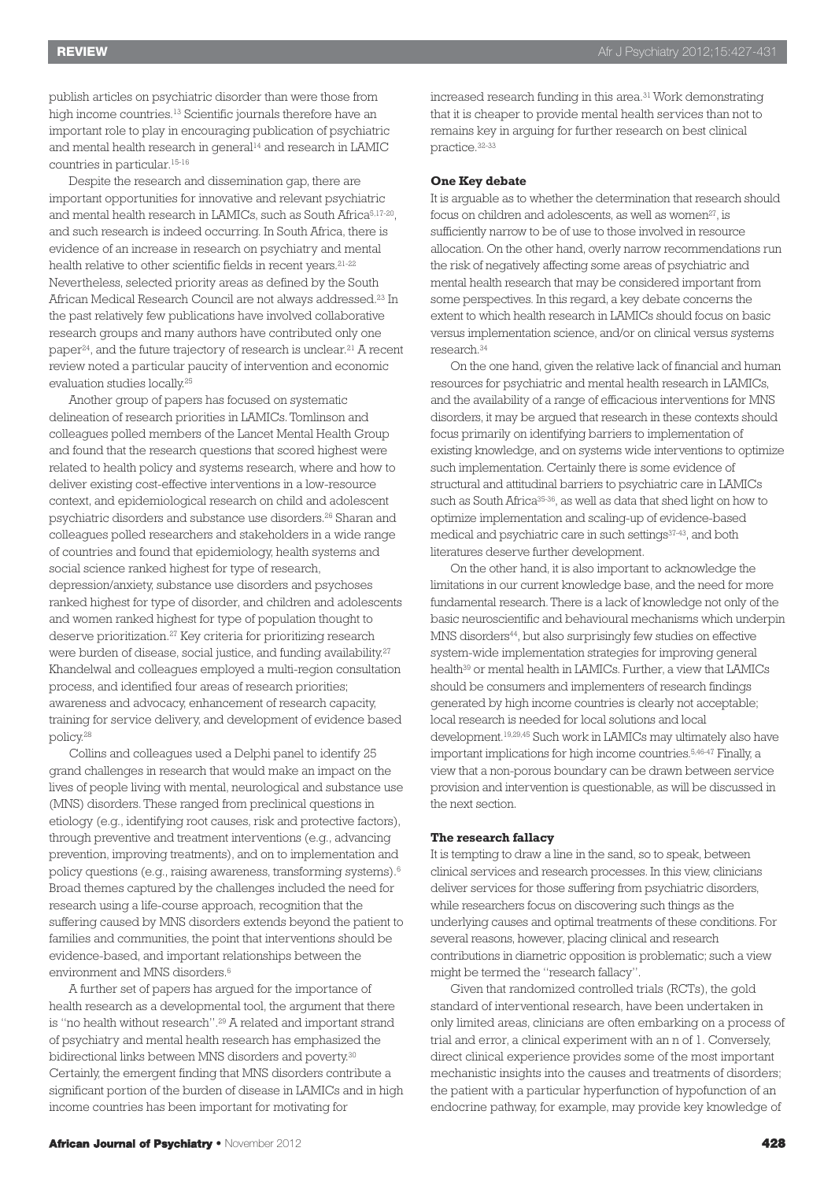publish articles on psychiatric disorder than were those from high income countries.[13] Scientific journals therefore have an important role to play in encouraging publication of psychiatric and mental health research in general[14] and research in LAMIC countries in particular.[15-16]

Despite the research and dissemination gap, there are important opportunities for innovative and relevant psychiatric and mental health research in LAMICs, such as South Africa[5,17-20], and such research is indeed occurring. In South Africa, there is evidence of an increase in research on psychiatry and mental health relative to other scientific fields in recent years.[21-22] Nevertheless, selected priority areas as defined by the South African Medical Research Council are not always addressed.[23] In the past relatively few publications have involved collaborative research groups and many authors have contributed only one paper[24], and the future trajectory of research is unclear.[21] A recent review noted a particular paucity of intervention and economic evaluation studies locally.[25]

Another group of papers has focused on systematic delineation of research priorities in LAMICs. Tomlinson and colleagues polled members of the Lancet Mental Health Group and found that the research questions that scored highest were related to health policy and systems research, where and how to deliver existing cost-effective interventions in a low-resource context, and epidemiological research on child and adolescent psychiatric disorders and substance use disorders.[26] Sharan and colleagues polled researchers and stakeholders in a wide range of countries and found that epidemiology, health systems and social science ranked highest for type of research, depression/anxiety, substance use disorders and psychoses ranked highest for type of disorder, and children and adolescents and women ranked highest for type of population thought to deserve prioritization.[27] Key criteria for prioritizing research were burden of disease, social justice, and funding availability.[27] Khandelwal and colleagues employed a multi-region consultation process, and identified four areas of research priorities; awareness and advocacy, enhancement of research capacity, training for service delivery, and development of evidence based policy.[28]

Collins and colleagues used a Delphi panel to identify 25 grand challenges in research that would make an impact on the lives of people living with mental, neurological and substance use (MNS) disorders. These ranged from preclinical questions in etiology (e.g., identifying root causes, risk and protective factors), through preventive and treatment interventions (e.g., advancing prevention, improving treatments), and on to implementation and policy questions (e.g., raising awareness, transforming systems).[6] Broad themes captured by the challenges included the need for research using a life-course approach, recognition that the suffering caused by MNS disorders extends beyond the patient to families and communities, the point that interventions should be evidence-based, and important relationships between the environment and MNS disorders.[6]

A further set of papers has argued for the importance of health research as a developmental tool, the argument that there is "no health without research".[29] A related and important strand of psychiatry and mental health research has emphasized the bidirectional links between MNS disorders and poverty.[30] Certainly, the emergent finding that MNS disorders contribute a significant portion of the burden of disease in LAMICs and in high income countries has been important for motivating for increased research funding in this area.[31] Work demonstrating that it is cheaper to provide mental health services than not to remains key in arguing for further research on best clinical practice.[32-33]

**One Key debate**

It is arguable as to whether the determination that research should focus on children and adolescents, as well as women[27], is sufficiently narrow to be of use to those involved in resource allocation. On the other hand, overly narrow recommendations run the risk of negatively affecting some areas of psychiatric and mental health research that may be considered important from some perspectives. In this regard, a key debate concerns the extent to which health research in LAMICs should focus on basic versus implementation science, and/or on clinical versus systems research.[34]

On the one hand, given the relative lack of financial and human resources for psychiatric and mental health research in LAMICs, and the availability of a range of efficacious interventions for MNS disorders, it may be argued that research in these contexts should focus primarily on identifying barriers to implementation of existing knowledge, and on systems wide interventions to optimize such implementation. Certainly there is some evidence of structural and attitudinal barriers to psychiatric care in LAMICs such as South Africa[35-36], as well as data that shed light on how to optimize implementation and scaling-up of evidence-based medical and psychiatric care in such settings[37-43], and both literatures deserve further development.

On the other hand, it is also important to acknowledge the limitations in our current knowledge base, and the need for more fundamental research. There is a lack of knowledge not only of the basic neuroscientific and behavioural mechanisms which underpin MNS disorders[44], but also surprisingly few studies on effective system-wide implementation strategies for improving general health[39] or mental health in LAMICs. Further, a view that LAMICs should be consumers and implementers of research findings generated by high income countries is clearly not acceptable; local research is needed for local solutions and local development.[19,29,45] Such work in LAMICs may ultimately also have important implications for high income countries.[5,46-47] Finally, a view that a non-porous boundary can be drawn between service provision and intervention is questionable, as will be discussed in the next section.

**The research fallacy**

It is tempting to draw a line in the sand, so to speak, between clinical services and research processes. In this view, clinicians deliver services for those suffering from psychiatric disorders, while researchers focus on discovering such things as the underlying causes and optimal treatments of these conditions. For several reasons, however, placing clinical and research contributions in diametric opposition is problematic; such a view might be termed the "research fallacy".

Given that randomized controlled trials (RCTs), the gold standard of interventional research, have been undertaken in only limited areas, clinicians are often embarking on a process of trial and error, a clinical experiment with an n of 1. Conversely, direct clinical experience provides some of the most important mechanistic insights into the causes and treatments of disorders; the patient with a particular hyperfunction of hypofunction of an endocrine pathway, for example, may provide key knowledge of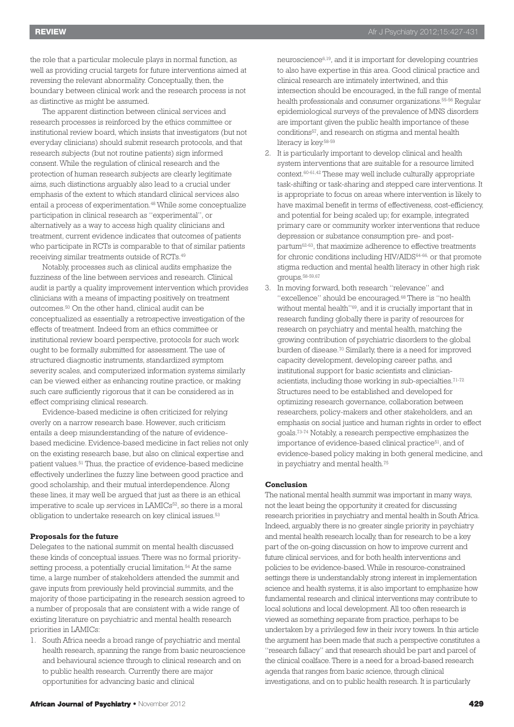the role that a particular molecule plays in normal function, as well as providing crucial targets for future interventions aimed at reversing the relevant abnormality. Conceptually, then, the boundary between clinical work and the research process is not as distinctive as might be assumed.

The apparent distinction between clinical services and research processes is reinforced by the ethics committee or institutional review board, which insists that investigators (but not everyday clinicians) should submit research protocols, and that research subjects (but not routine patients) sign informed consent. While the regulation of clinical research and the protection of human research subjects are clearly legitimate aims, such distinctions arguably also lead to a crucial under emphasis of the extent to which standard clinical services also entail a process of experimentation.[48] While some conceptualize participation in clinical research as "experimental", or alternatively as a way to access high quality clinicians and treatment, current evidence indicates that outcomes of patients who participate in RCTs is comparable to that of similar patients receiving similar treatments outside of RCTs.[49]

Notably, processes such as clinical audits emphasize the fuzziness of the line between services and research. Clinical audit is partly a quality improvement intervention which provides clinicians with a means of impacting positively on treatment outcomes.[50] On the other hand, clinical audit can be conceptualized as essentially a retrospective investigation of the effects of treatment. Indeed from an ethics committee or institutional review board perspective, protocols for such work ought to be formally submitted for assessment. The use of structured diagnostic instruments, standardized symptom severity scales, and computerized information systems similarly can be viewed either as enhancing routine practice, or making such care sufficiently rigorous that it can be considered as in effect comprising clinical research.

Evidence-based medicine is often criticized for relying overly on a narrow research base. However, such criticism entails a deep misunderstanding of the nature of evidence-based medicine. Evidence-based medicine in fact relies not only on the existing research base, but also on clinical expertise and patient values.[51] Thus, the practice of evidence-based medicine effectively underlines the fuzzy line between good practice and good scholarship, and their mutual interdependence. Along these lines, it may well be argued that just as there is an ethical imperative to scale up services in LAMICs[52], so there is a moral obligation to undertake research on key clinical issues.[53]

**Proposals for the future**

Delegates to the national summit on mental health discussed these kinds of conceptual issues. There was no formal priority-setting process, a potentially crucial limitation.[54] At the same time, a large number of stakeholders attended the summit and gave inputs from previously held provincial summits, and the majority of those participating in the research session agreed to a number of proposals that are consistent with a wide range of existing literature on psychiatric and mental health research priorities in LAMICs:

1. South Africa needs a broad range of psychiatric and mental health research, spanning the range from basic neuroscience and behavioural science through to clinical research and on to public health research. Currently there are major opportunities for advancing basic and clinical neuroscience[6,19], and it is important for developing countries to also have expertise in this area. Good clinical practice and clinical research are intimately intertwined, and this intersection should be encouraged, in the full range of mental health professionals and consumer organizations.[55-56] Regular epidemiological surveys of the prevalence of MNS disorders are important given the public health importance of these conditions[57], and research on stigma and mental health literacy is key.[58-59]
2. It is particularly important to develop clinical and health system interventions that are suitable for a resource limited context.[60-61,42] These may well include culturally appropriate task-shifting or task-sharing and stepped care interventions. It is appropriate to focus on areas where intervention is likely to have maximal benefit in terms of effectiveness, cost-efficiency, and potential for being scaled up; for example, integrated primary care or community worker interventions that reduce depression or substance consumption pre- and post-partum[62-63], that maximize adherence to effective treatments for chronic conditions including HIV/AIDS[64-66], or that promote stigma reduction and mental health literacy in other high risk groups.[58-59,67]
3. In moving forward, both research "relevance" and "excellence" should be encouraged.[68] There is "no health without mental health"[69], and it is crucially important that in research funding globally there is parity of resources for research on psychiatry and mental health, matching the growing contribution of psychiatric disorders to the global burden of disease.[70] Similarly, there is a need for improved capacity development, developing career paths, and institutional support for basic scientists and clinician-scientists, including those working in sub-specialties.[71-72] Structures need to be established and developed for optimizing research governance, collaboration between researchers, policy-makers and other stakeholders, and an emphasis on social justice and human rights in order to effect goals.[73-74] Notably, a research perspective emphasizes the importance of evidence-based clinical practice[51], and of evidence-based policy making in both general medicine, and in psychiatry and mental health.[75]

**Conclusion**

The national mental health summit was important in many ways, not the least being the opportunity it created for discussing research priorities in psychiatry and mental health in South Africa. Indeed, arguably there is no greater single priority in psychiatry and mental health research locally, than for research to be a key part of the on-going discussion on how to improve current and future clinical services, and for both health interventions and policies to be evidence-based. While in resource-constrained settings there is understandably strong interest in implementation science and health systems, it is also important to emphasize how fundamental research and clinical interventions may contribute to local solutions and local development. All too often research is viewed as something separate from practice, perhaps to be undertaken by a privileged few in their ivory towers. In this article the argument has been made that such a perspective constitutes a "research fallacy" and that research should be part and parcel of the clinical coalface. There is a need for a broad-based research agenda that ranges from basic science, through clinical investigations, and on to public health research. It is particularly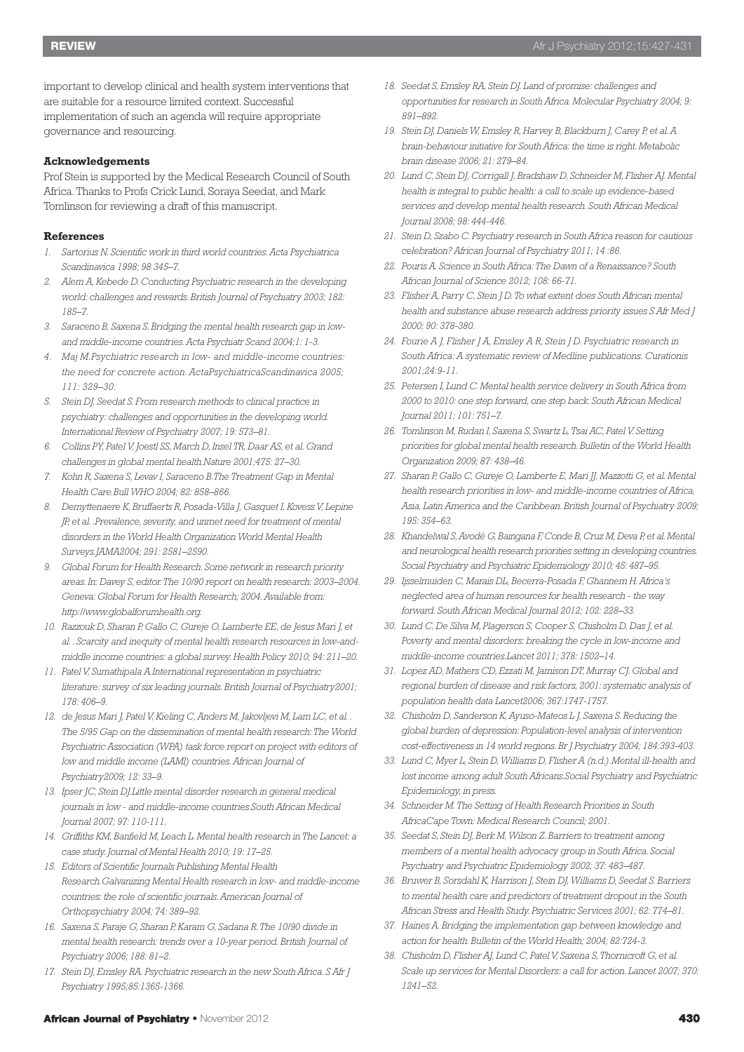important to develop clinical and health system interventions that are suitable for a resource limited context. Successful implementation of such an agenda will require appropriate governance and resourcing.

### Acknowledgements

Prof Stein is supported by the Medical Research Council of South Africa. Thanks to Profs Crick Lund, Soraya Seedat, and Mark Tomlinson for reviewing a draft of this manuscript.

### References

1. *Sartorius N. Scientific work in third world countries. Acta Psychiatrica Scandinavica 1998; 98 345–7.*
2. *Alem A, Kebede D. Conducting Psychiatric research in the developing world: challenges and rewards. British Journal of Psychiatry 2003; 182: 185–7.*
3. *Saraceno B, Saxena S. Bridging the mental health research gap in low- and middle-income countries. Acta Psychiatr Scand 2004;1: 1-3.*
4. *Maj M.Psychiatric research in low- and middle-income countries: the need for concrete action. ActaPsychiatricaScandinavica 2005; 111: 329–30.*
5. *Stein DJ, Seedat S. From research methods to clinical practice in psychiatry: challenges and opportunities in the developing world. International Review of Psychiatry 2007; 19: 573–81.*
6. *Collins PY, Patel V, Joestl SS, March D, Insel TR, Daar AS, et al. Grand challenges in global mental health.Nature 2001;475: 27–30.*
7. *Kohn R, Saxena S, Levav I, Saraceno B.The Treatment Gap in Mental Health Care.Bull WHO 2004; 82: 858–866.*
8. *Demyttenaere K, Bruffaerts R, Posada-Villa J, Gasquet I, Kovess V, Lepine JP, et al. .Prevalence, severity, and unmet need for treatment of mental disorders in the World Health Organization World Mental Health Surveys.JAMA2004; 291: 2581–2590.*
9. *Global Forum for Health Research. Some network in research priority areas. In: Davey S, editor. The 10/90 report on health research: 2003–2004. Geneva: Global Forum for Health Research; 2004. Available from: http://www.globalforumhealth.org.*
10. *Razzouk D, Sharan P, Gallo C, Gureje O, Lamberte EE, de Jesus Mari J, et al. . Scarcity and inequity of mental health research resources in low-and-middle income countries: a global survey. Health Policy 2010; 94: 211–20.*
11. *Patel V, Sumathipala A.International representation in psychiatric literature: survey of six leading journals. British Journal of Psychiatry2001; 178: 406–9.*
12. *de Jesus Mari J, Patel V, Kieling C, Anders M, Jakovljevi M, Lam LC, et al. . The 5/95 Gap on the dissemination of mental health research: The World Psychiatric Association (WPA) task force report on project with editors of low and middle income (LAMI) countries. African Journal of Psychiatry2009; 12: 33–9.*
13. *Ipser JC, Stein DJ.Little mental disorder research in general medical journals in low - and middle-income countries.South African Medical Journal 2007; 97: 110-111.*
14. *Griffiths KM, Banfield M, Leach L. Mental health research in The Lancet: a case study. Journal of Mental Health 2010; 19: 17–25.*
15. *Editors of Scientific Journals Publishing Mental Health Research.Galvanizing Mental Health research in low- and middle-income countries: the role of scientific journals. American Journal of Orthopsychiatry 2004; 74: 389–92.*
16. *Saxena S, Paraje G, Sharan P, Karam G, Sadana R. The 10/90 divide in mental health research: trends over a 10-year period. British Journal of Psychiatry 2006; 188: 81–2.*
17. *Stein DJ, Emsley RA. Psychiatric research in the new South Africa. S Afr J Psychiatry 1995;85:1365-1366.*
18. *Seedat S, Emsley RA, Stein DJ. Land of promise: challenges and opportunities for research in South Africa. Molecular Psychiatry 2004; 9: 891–892.*
19. *Stein DJ, Daniels W, Emsley R, Harvey B, Blackburn J, Carey P, et al. A brain-behaviour initiative for South Africa: the time is right. Metabolic brain disease 2006; 21: 279–84.*
20. *Lund C, Stein DJ, Corrigall J, Bradshaw D, Schneider M, Flisher AJ. Mental health is integral to public health: a call to scale up evidence-based services and develop mental health research. South African Medical Journal 2008; 98: 444-446.*
21. *Stein D, Szabo C. Psychiatry research in South Africa reason for cautious celebration? African Journal of Psychiatry 2011; 14 :86.*
22. *Pouris A. Science in South Africa: The Dawn of a Renaissance? South African Journal of Science 2012; 108: 66-71.*
23. *Flisher A, Parry C, Stein J D. To what extent does South African mental health and substance abuse research address priority issues S Afr Med J 2000; 90: 378-380.*
24. *Fourie A J, Flisher J A, Emsley A R, Stein J D. Psychiatric research in South Africa: A systematic review of Medline publications. Curationis 2001;24:9-11.*
25. *Petersen I, Lund C. Mental health service delivery in South Africa from 2000 to 2010: one step forward, one step back. South African Medical Journal 2011; 101: 751–7.*
26. *Tomlinson M, Rudan I, Saxena S, Swartz L, Tsai AC, Patel V. Setting priorities for global mental health research. Bulletin of the World Health Organization 2009; 87: 438–46.*
27. *Sharan P, Gallo C, Gureje O, Lamberte E, Mari JJ, Mazzotti G, et al. Mental health research priorities in low- and middle-income countries of Africa, Asia, Latin America and the Caribbean. British Journal of Psychiatry 2009; 195: 354–63.*
28. *Khandelwal S, Avodé G, Baingana F, Conde B, Cruz M, Deva P, et al. Mental and neurological health research priorities setting in developing countries. Social Psychiatry and Psychiatric Epidemiology 2010; 45: 487–95.*
29. *Ijsselmuiden C, Marais DL, Becerra-Posada F, Ghannem H. Africa's neglected area of human resources for health research - the way forward. South African Medical Journal 2012; 102: 228–33.*
30. *Lund C, De Silva M, Plagerson S, Cooper S, Chisholm D, Das J, et al. Poverty and mental disorders: breaking the cycle in low-income and middle-income countries.Lancet 2011; 378: 1502–14.*
31. *Lopez AD, Mathers CD, Ezzati M, Jamison DT, Murray CJ. Global and regional burden of disease and risk factors, 2001: systematic analysis of population health data Lancet2006; 367:1747-1757.*
32. *Chisholm D, Sanderson K, Ayuso-Mateos L J, Saxena S. Reducing the global burden of depression: Population-level analysis of intervention cost-effectiveness in 14 world regions. Br J Psychiatry 2004; 184:393-403.*
33. *Lund C, Myer L, Stein D, Williams D, Flisher A (n.d.).Mental ill-health and lost income among adult South Africans.Social Psychiatry and Psychiatric Epidemiology, in press.*
34. *Schneider M. The Setting of Health Research Priorities in South AfricaCape Town: Medical Research Council; 2001.*
35. *Seedat S, Stein DJ, Berk M, Wilson Z. Barriers to treatment among members of a mental health advocacy group in South Africa. Social Psychiatry and Psychiatric Epidemiology 2002; 37: 483–487.*
36. *Bruwer B, Sorsdahl K, Harrison J, Stein DJ, Williams D, Seedat S. Barriers to mental health care and predictors of treatment dropout in the South African Stress and Health Study. Psychiatric Services 2001; 62: 774–81.*
37. *Haines A. Bridging the implementation gap between knowledge and action for health. Bulletin of the World Health; 2004; 82:724-3.*
38. *Chisholm D, Flisher AJ, Lund C, Patel V, Saxena S, Thornicroft G, et al. Scale up services for Mental Disorders: a call for action. Lancet 2007; 370: 1241–52.*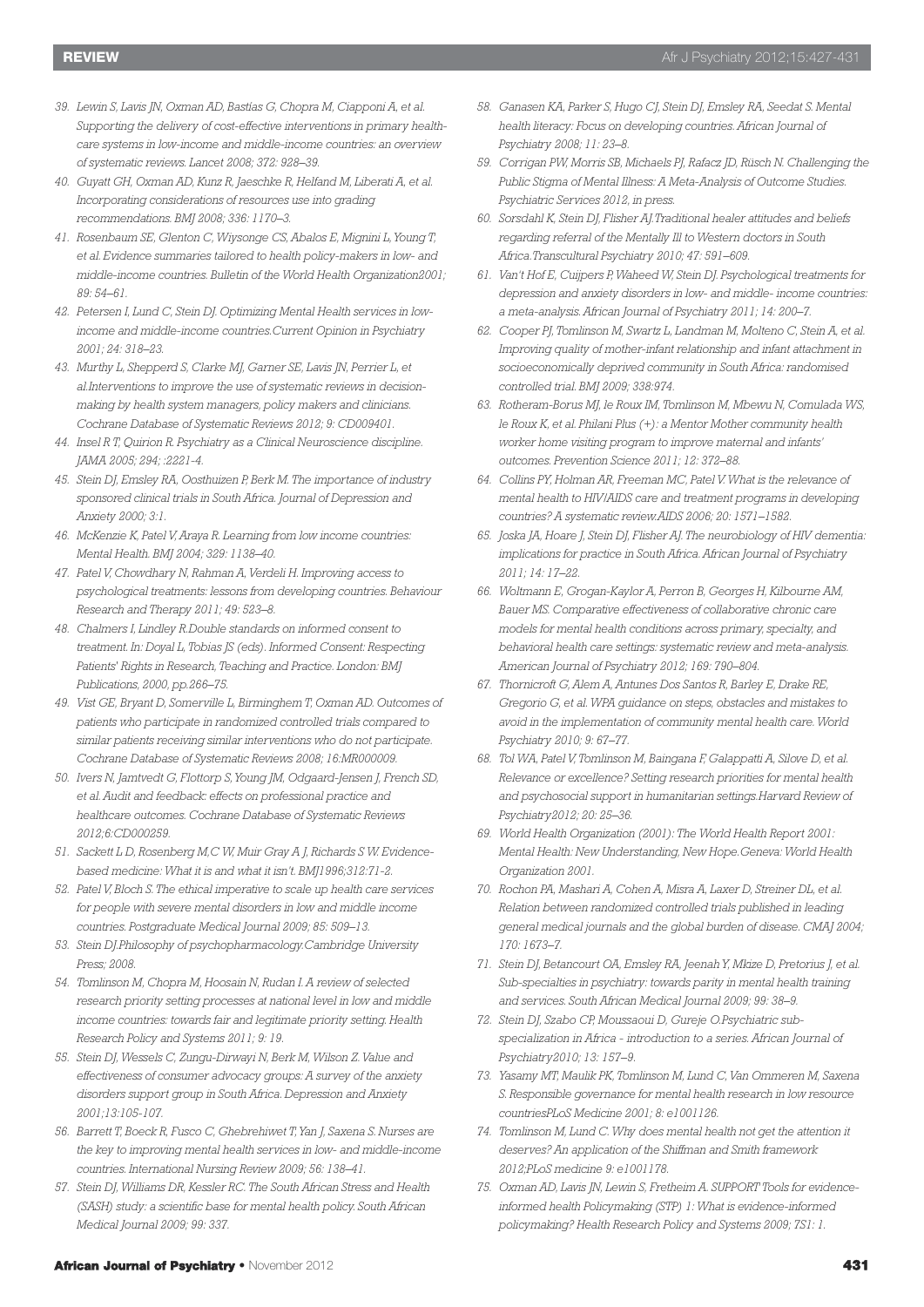39. *Lewin S, Lavis JN, Oxman AD, Bastías G, Chopra M, Ciapponi A, et al. Supporting the delivery of cost-effective interventions in primary health-care systems in low-income and middle-income countries: an overview of systematic reviews. Lancet 2008; 372: 928–39.*
40. *Guyatt GH, Oxman AD, Kunz R, Jaeschke R, Helfand M, Liberati A, et al. Incorporating considerations of resources use into grading recommendations. BMJ 2008; 336: 1170–3.*
41. *Rosenbaum SE, Glenton C, Wiysonge CS, Abalos E, Mignini L, Young T, et al. Evidence summaries tailored to health policy-makers in low- and middle-income countries. Bulletin of the World Health Organization2001; 89: 54–61.*
42. *Petersen I, Lund C, Stein DJ. Optimizing Mental Health services in low-income and middle-income countries.Current Opinion in Psychiatry 2001; 24: 318–23.*
43. *Murthy L, Shepperd S, Clarke MJ, Garner SE, Lavis JN, Perrier L, et al.Interventions to improve the use of systematic reviews in decision-making by health system managers, policy makers and clinicians. Cochrane Database of Systematic Reviews 2012; 9: CD009401.*
44. *Insel R T, Quirion R. Psychiatry as a Clinical Neuroscience discipline. JAMA 2005; 294; :2221-4.*
45. *Stein DJ, Emsley RA, Oosthuizen P, Berk M. The importance of industry sponsored clinical trials in South Africa. Journal of Depression and Anxiety 2000; 3:1.*
46. *McKenzie K, Patel V, Araya R. Learning from low income countries: Mental Health. BMJ 2004; 329: 1138–40.*
47. *Patel V, Chowdhary N, Rahman A, Verdeli H. Improving access to psychological treatments: lessons from developing countries. Behaviour Research and Therapy 2011; 49: 523–8.*
48. *Chalmers I, Lindley R.Double standards on informed consent to treatment. In: Doyal L, Tobias JS (eds). Informed Consent: Respecting Patients' Rights in Research, Teaching and Practice. London: BMJ Publications, 2000, pp.266–75.*
49. *Vist GE, Bryant D, Somerville L, Birminghem T, Oxman AD. Outcomes of patients who participate in randomized controlled trials compared to similar patients receiving similar interventions who do not participate. Cochrane Database of Systematic Reviews 2008; 16:MR000009.*
50. *Ivers N, Jamtvedt G, Flottorp S, Young JM, Odgaard-Jensen J, French SD, et al. Audit and feedback: effects on professional practice and healthcare outcomes. Cochrane Database of Systematic Reviews 2012;6:CD000259.*
51. *Sackett L D, Rosenberg M,C W, Muir Gray A J, Richards S W. Evidence-based medicine: What it is and what it isn't. BMJ1996;312:71-2.*
52. *Patel V, Bloch S. The ethical imperative to scale up health care services for people with severe mental disorders in low and middle income countries. Postgraduate Medical Journal 2009; 85: 509–13.*
53. *Stein DJ.Philosophy of psychopharmacology.Cambridge University Press; 2008.*
54. *Tomlinson M, Chopra M, Hoosain N, Rudan I. A review of selected research priority setting processes at national level in low and middle income countries: towards fair and legitimate priority setting. Health Research Policy and Systems 2011; 9: 19.*
55. *Stein DJ, Wessels C, Zungu-Dirwayi N, Berk M, Wilson Z. Value and effectiveness of consumer advocacy groups: A survey of the anxiety disorders support group in South Africa. Depression and Anxiety 2001;13:105-107.*
56. *Barrett T, Boeck R, Fusco C, Ghebrehiwet T, Yan J, Saxena S. Nurses are the key to improving mental health services in low- and middle-income countries. International Nursing Review 2009; 56: 138–41.*
57. *Stein DJ, Williams DR, Kessler RC. The South African Stress and Health (SASH) study: a scientific base for mental health policy. South African Medical Journal 2009; 99: 337.*
58. *Ganasen KA, Parker S, Hugo CJ, Stein DJ, Emsley RA, Seedat S. Mental health literacy: Focus on developing countries. African Journal of Psychiatry 2008; 11: 23–8.*
59. *Corrigan PW, Morris SB, Michaels PJ, Rafacz JD, Rüsch N. Challenging the Public Stigma of Mental Illness: A Meta-Analysis of Outcome Studies. Psychiatric Services 2012, in press.*
60. *Sorsdahl K, Stein DJ, Flisher AJ.Traditional healer attitudes and beliefs regarding referral of the Mentally Ill to Western doctors in South Africa.Transcultural Psychiatry 2010; 47: 591–609.*
61. *Van't Hof E, Cuijpers P, Waheed W, Stein DJ. Psychological treatments for depression and anxiety disorders in low- and middle- income countries: a meta-analysis. African Journal of Psychiatry 2011; 14: 200–7.*
62. *Cooper PJ, Tomlinson M, Swartz L, Landman M, Molteno C, Stein A, et al. Improving quality of mother-infant relationship and infant attachment in socioeconomically deprived community in South Africa: randomised controlled trial. BMJ 2009; 338:974.*
63. *Rotheram-Borus MJ, le Roux IM, Tomlinson M, Mbewu N, Comulada WS, le Roux K, et al. Philani Plus (+): a Mentor Mother community health worker home visiting program to improve maternal and infants' outcomes. Prevention Science 2011; 12: 372–88.*
64. *Collins PY, Holman AR, Freeman MC, Patel V. What is the relevance of mental health to HIV/AIDS care and treatment programs in developing countries? A systematic review.AIDS 2006; 20: 1571–1582.*
65. *Joska JA, Hoare J, Stein DJ, Flisher AJ. The neurobiology of HIV dementia: implications for practice in South Africa. African Journal of Psychiatry 2011; 14: 17–22.*
66. *Woltmann E, Grogan-Kaylor A, Perron B, Georges H, Kilbourne AM, Bauer MS. Comparative effectiveness of collaborative chronic care models for mental health conditions across primary, specialty, and behavioral health care settings: systematic review and meta-analysis. American Journal of Psychiatry 2012; 169: 790–804.*
67. *Thornicroft G, Alem A, Antunes Dos Santos R, Barley E, Drake RE, Gregorio G, et al. WPA guidance on steps, obstacles and mistakes to avoid in the implementation of community mental health care. World Psychiatry 2010; 9: 67–77.*
68. *Tol WA, Patel V, Tomlinson M, Baingana F, Galappatti A, Silove D, et al. Relevance or excellence? Setting research priorities for mental health and psychosocial support in humanitarian settings.Harvard Review of Psychiatry2012; 20: 25–36.*
69. *World Health Organization (2001): The World Health Report 2001: Mental Health: New Understanding, New Hope.Geneva: World Health Organization 2001.*
70. *Rochon PA, Mashari A, Cohen A, Misra A, Laxer D, Streiner DL, et al. Relation between randomized controlled trials published in leading general medical journals and the global burden of disease. CMAJ 2004; 170: 1673–7.*
71. *Stein DJ, Betancourt OA, Emsley RA, Jeenah Y, Mkize D, Pretorius J, et al. Sub-specialties in psychiatry: towards parity in mental health training and services. South African Medical Journal 2009; 99: 38–9.*
72. *Stein DJ, Szabo CP, Moussaoui D, Gureje O.Psychiatric sub-specialization in Africa - introduction to a series. African Journal of Psychiatry2010; 13: 157–9.*
73. *Yasamy MT, Maulik PK, Tomlinson M, Lund C, Van Ommeren M, Saxena S. Responsible governance for mental health research in low resource countriesPLoS Medicine 2001; 8: e1001126.*
74. *Tomlinson M, Lund C. Why does mental health not get the attention it deserves? An application of the Shiffman and Smith framework 2012;PLoS medicine 9: e1001178.*
75. *Oxman AD, Lavis JN, Lewin S, Fretheim A. SUPPORT Tools for evidence-informed health Policymaking (STP) 1: What is evidence-informed policymaking? Health Research Policy and Systems 2009; 7S1: 1.*